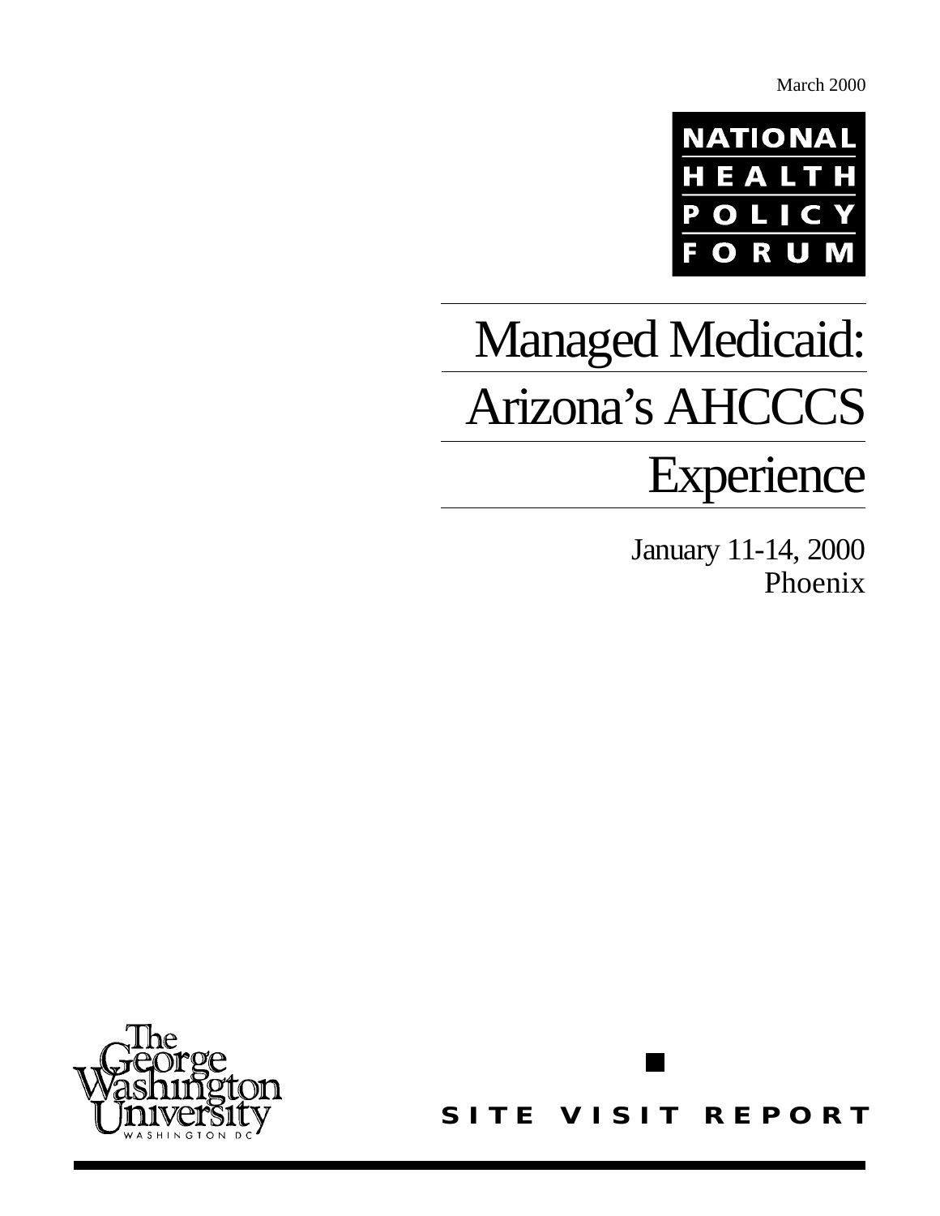March 2000

NATIONAL HEALTH POLICY FORUM

# Managed Medicaid: Arizona's AHCCCS Experience

January 11-14, 2000
Phoenix

The George Washington University
WASHINGTON DC

SITE VISIT REPORT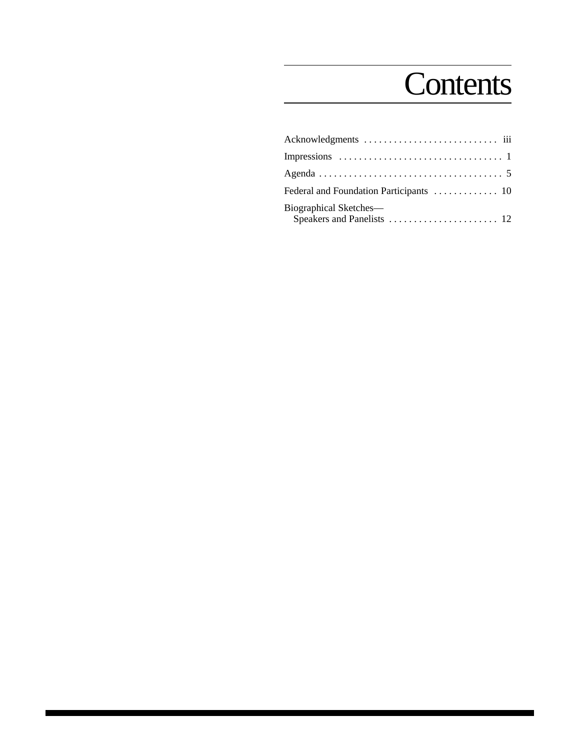# Contents

Acknowledgments . . . . . . . . . . . . . . . . . . . . . . . . . . . iii

Impressions . . . . . . . . . . . . . . . . . . . . . . . . . . . . . . . . . 1

Agenda . . . . . . . . . . . . . . . . . . . . . . . . . . . . . . . . . . . . . 5

Federal and Foundation Participants . . . . . . . . . . . . . 10

Biographical Sketches—
Speakers and Panelists . . . . . . . . . . . . . . . . . . . . . . 12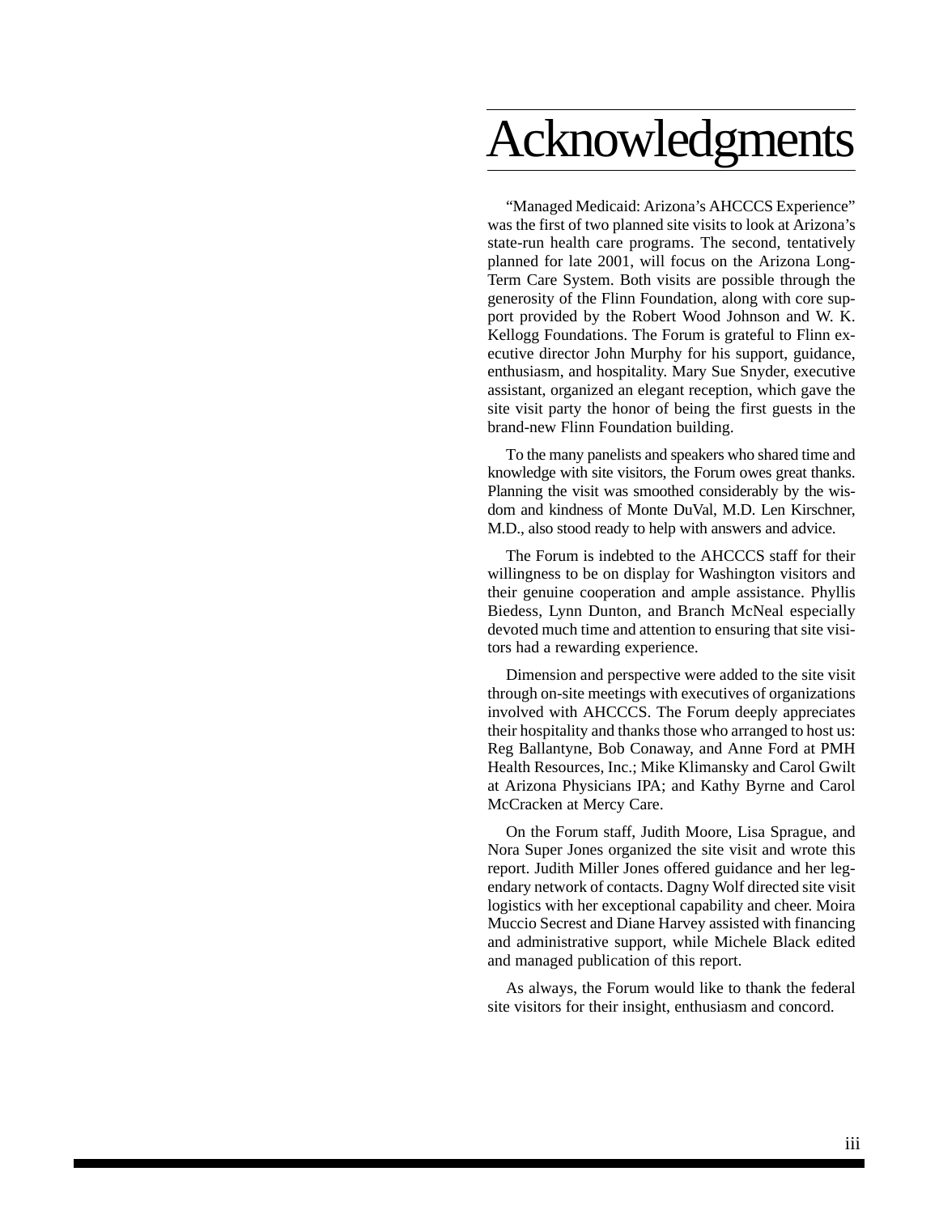# Acknowledgments

"Managed Medicaid: Arizona's AHCCCS Experience" was the first of two planned site visits to look at Arizona's state-run health care programs. The second, tentatively planned for late 2001, will focus on the Arizona Long-Term Care System. Both visits are possible through the generosity of the Flinn Foundation, along with core support provided by the Robert Wood Johnson and W. K. Kellogg Foundations. The Forum is grateful to Flinn executive director John Murphy for his support, guidance, enthusiasm, and hospitality. Mary Sue Snyder, executive assistant, organized an elegant reception, which gave the site visit party the honor of being the first guests in the brand-new Flinn Foundation building.

To the many panelists and speakers who shared time and knowledge with site visitors, the Forum owes great thanks. Planning the visit was smoothed considerably by the wisdom and kindness of Monte DuVal, M.D. Len Kirschner, M.D., also stood ready to help with answers and advice.

The Forum is indebted to the AHCCCS staff for their willingness to be on display for Washington visitors and their genuine cooperation and ample assistance. Phyllis Biedess, Lynn Dunton, and Branch McNeal especially devoted much time and attention to ensuring that site visitors had a rewarding experience.

Dimension and perspective were added to the site visit through on-site meetings with executives of organizations involved with AHCCCS. The Forum deeply appreciates their hospitality and thanks those who arranged to host us: Reg Ballantyne, Bob Conaway, and Anne Ford at PMH Health Resources, Inc.; Mike Klimansky and Carol Gwilt at Arizona Physicians IPA; and Kathy Byrne and Carol McCracken at Mercy Care.

On the Forum staff, Judith Moore, Lisa Sprague, and Nora Super Jones organized the site visit and wrote this report. Judith Miller Jones offered guidance and her legendary network of contacts. Dagny Wolf directed site visit logistics with her exceptional capability and cheer. Moira Muccio Secrest and Diane Harvey assisted with financing and administrative support, while Michele Black edited and managed publication of this report.

As always, the Forum would like to thank the federal site visitors for their insight, enthusiasm and concord.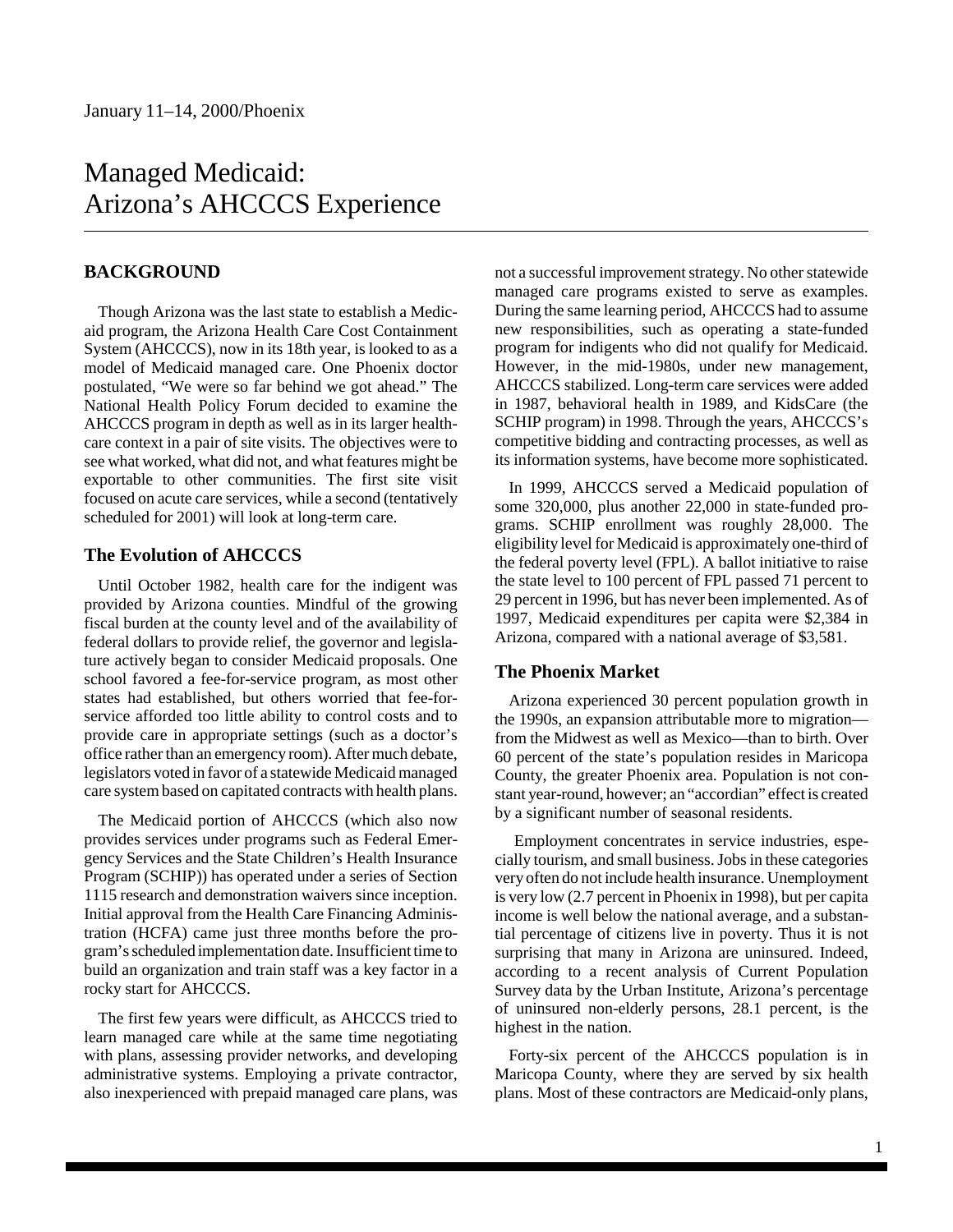January 11–14, 2000/Phoenix

# Managed Medicaid: Arizona's AHCCCS Experience

## BACKGROUND

Though Arizona was the last state to establish a Medicaid program, the Arizona Health Care Cost Containment System (AHCCCS), now in its 18th year, is looked to as a model of Medicaid managed care. One Phoenix doctor postulated, "We were so far behind we got ahead." The National Health Policy Forum decided to examine the AHCCCS program in depth as well as in its larger health-care context in a pair of site visits. The objectives were to see what worked, what did not, and what features might be exportable to other communities. The first site visit focused on acute care services, while a second (tentatively scheduled for 2001) will look at long-term care.

### The Evolution of AHCCCS

Until October 1982, health care for the indigent was provided by Arizona counties. Mindful of the growing fiscal burden at the county level and of the availability of federal dollars to provide relief, the governor and legislature actively began to consider Medicaid proposals. One school favored a fee-for-service program, as most other states had established, but others worried that fee-for-service afforded too little ability to control costs and to provide care in appropriate settings (such as a doctor's office rather than an emergency room). After much debate, legislators voted in favor of a statewide Medicaid managed care system based on capitated contracts with health plans.

The Medicaid portion of AHCCCS (which also now provides services under programs such as Federal Emergency Services and the State Children's Health Insurance Program (SCHIP)) has operated under a series of Section 1115 research and demonstration waivers since inception. Initial approval from the Health Care Financing Administration (HCFA) came just three months before the program's scheduled implementation date. Insufficient time to build an organization and train staff was a key factor in a rocky start for AHCCCS.

The first few years were difficult, as AHCCCS tried to learn managed care while at the same time negotiating with plans, assessing provider networks, and developing administrative systems. Employing a private contractor, also inexperienced with prepaid managed care plans, was not a successful improvement strategy. No other statewide managed care programs existed to serve as examples. During the same learning period, AHCCCS had to assume new responsibilities, such as operating a state-funded program for indigents who did not qualify for Medicaid. However, in the mid-1980s, under new management, AHCCCS stabilized. Long-term care services were added in 1987, behavioral health in 1989, and KidsCare (the SCHIP program) in 1998. Through the years, AHCCCS's competitive bidding and contracting processes, as well as its information systems, have become more sophisticated.

In 1999, AHCCCS served a Medicaid population of some 320,000, plus another 22,000 in state-funded programs. SCHIP enrollment was roughly 28,000. The eligibility level for Medicaid is approximately one-third of the federal poverty level (FPL). A ballot initiative to raise the state level to 100 percent of FPL passed 71 percent to 29 percent in 1996, but has never been implemented. As of 1997, Medicaid expenditures per capita were $2,384 in Arizona, compared with a national average of $3,581.

### The Phoenix Market

Arizona experienced 30 percent population growth in the 1990s, an expansion attributable more to migration—from the Midwest as well as Mexico—than to birth. Over 60 percent of the state's population resides in Maricopa County, the greater Phoenix area. Population is not constant year-round, however; an "accordian" effect is created by a significant number of seasonal residents.

Employment concentrates in service industries, especially tourism, and small business. Jobs in these categories very often do not include health insurance. Unemployment is very low (2.7 percent in Phoenix in 1998), but per capita income is well below the national average, and a substantial percentage of citizens live in poverty. Thus it is not surprising that many in Arizona are uninsured. Indeed, according to a recent analysis of Current Population Survey data by the Urban Institute, Arizona's percentage of uninsured non-elderly persons, 28.1 percent, is the highest in the nation.

Forty-six percent of the AHCCCS population is in Maricopa County, where they are served by six health plans. Most of these contractors are Medicaid-only plans,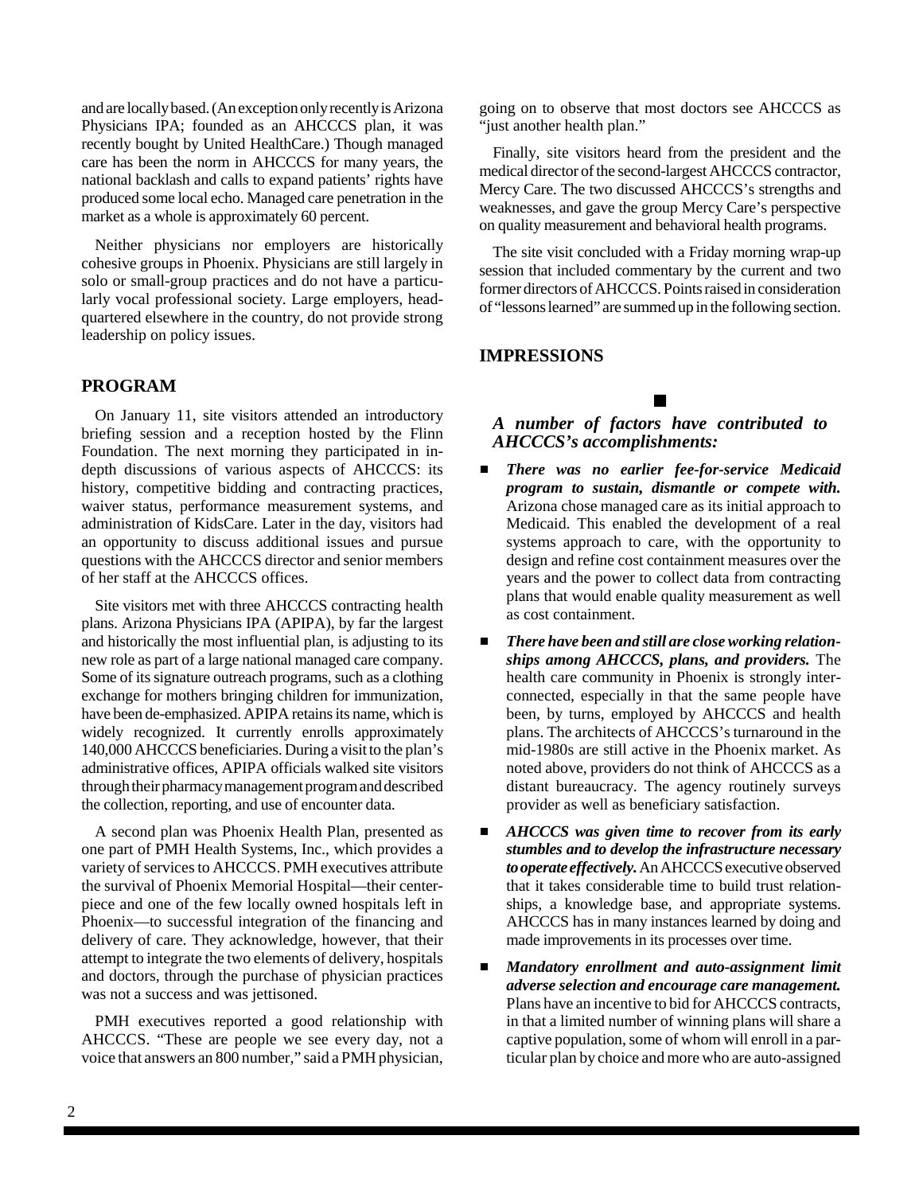and are locally based. (An exception only recently is Arizona Physicians IPA; founded as an AHCCCS plan, it was recently bought by United HealthCare.) Though managed care has been the norm in AHCCCS for many years, the national backlash and calls to expand patients' rights have produced some local echo. Managed care penetration in the market as a whole is approximately 60 percent.

Neither physicians nor employers are historically cohesive groups in Phoenix. Physicians are still largely in solo or small-group practices and do not have a particularly vocal professional society. Large employers, headquartered elsewhere in the country, do not provide strong leadership on policy issues.

## PROGRAM

On January 11, site visitors attended an introductory briefing session and a reception hosted by the Flinn Foundation. The next morning they participated in in-depth discussions of various aspects of AHCCCS: its history, competitive bidding and contracting practices, waiver status, performance measurement systems, and administration of KidsCare. Later in the day, visitors had an opportunity to discuss additional issues and pursue questions with the AHCCCS director and senior members of her staff at the AHCCCS offices.

Site visitors met with three AHCCCS contracting health plans. Arizona Physicians IPA (APIPA), by far the largest and historically the most influential plan, is adjusting to its new role as part of a large national managed care company. Some of its signature outreach programs, such as a clothing exchange for mothers bringing children for immunization, have been de-emphasized. APIPA retains its name, which is widely recognized. It currently enrolls approximately 140,000 AHCCCS beneficiaries. During a visit to the plan's administrative offices, APIPA officials walked site visitors through their pharmacy management program and described the collection, reporting, and use of encounter data.

A second plan was Phoenix Health Plan, presented as one part of PMH Health Systems, Inc., which provides a variety of services to AHCCCS. PMH executives attribute the survival of Phoenix Memorial Hospital—their centerpiece and one of the few locally owned hospitals left in Phoenix—to successful integration of the financing and delivery of care. They acknowledge, however, that their attempt to integrate the two elements of delivery, hospitals and doctors, through the purchase of physician practices was not a success and was jettisoned.

PMH executives reported a good relationship with AHCCCS. "These are people we see every day, not a voice that answers an 800 number," said a PMH physician, going on to observe that most doctors see AHCCCS as "just another health plan."

Finally, site visitors heard from the president and the medical director of the second-largest AHCCCS contractor, Mercy Care. The two discussed AHCCCS's strengths and weaknesses, and gave the group Mercy Care's perspective on quality measurement and behavioral health programs.

The site visit concluded with a Friday morning wrap-up session that included commentary by the current and two former directors of AHCCCS. Points raised in consideration of "lessons learned" are summed up in the following section.

## IMPRESSIONS

### *A number of factors have contributed to AHCCCS's accomplishments:*

- ***There was no earlier fee-for-service Medicaid program to sustain, dismantle or compete with.*** Arizona chose managed care as its initial approach to Medicaid. This enabled the development of a real systems approach to care, with the opportunity to design and refine cost containment measures over the years and the power to collect data from contracting plans that would enable quality measurement as well as cost containment.
- ***There have been and still are close working relationships among AHCCCS, plans, and providers.*** The health care community in Phoenix is strongly interconnected, especially in that the same people have been, by turns, employed by AHCCCS and health plans. The architects of AHCCCS's turnaround in the mid-1980s are still active in the Phoenix market. As noted above, providers do not think of AHCCCS as a distant bureaucracy. The agency routinely surveys provider as well as beneficiary satisfaction.
- ***AHCCCS was given time to recover from its early stumbles and to develop the infrastructure necessary to operate effectively.*** An AHCCCS executive observed that it takes considerable time to build trust relationships, a knowledge base, and appropriate systems. AHCCCS has in many instances learned by doing and made improvements in its processes over time.
- ***Mandatory enrollment and auto-assignment limit adverse selection and encourage care management.*** Plans have an incentive to bid for AHCCCS contracts, in that a limited number of winning plans will share a captive population, some of whom will enroll in a particular plan by choice and more who are auto-assigned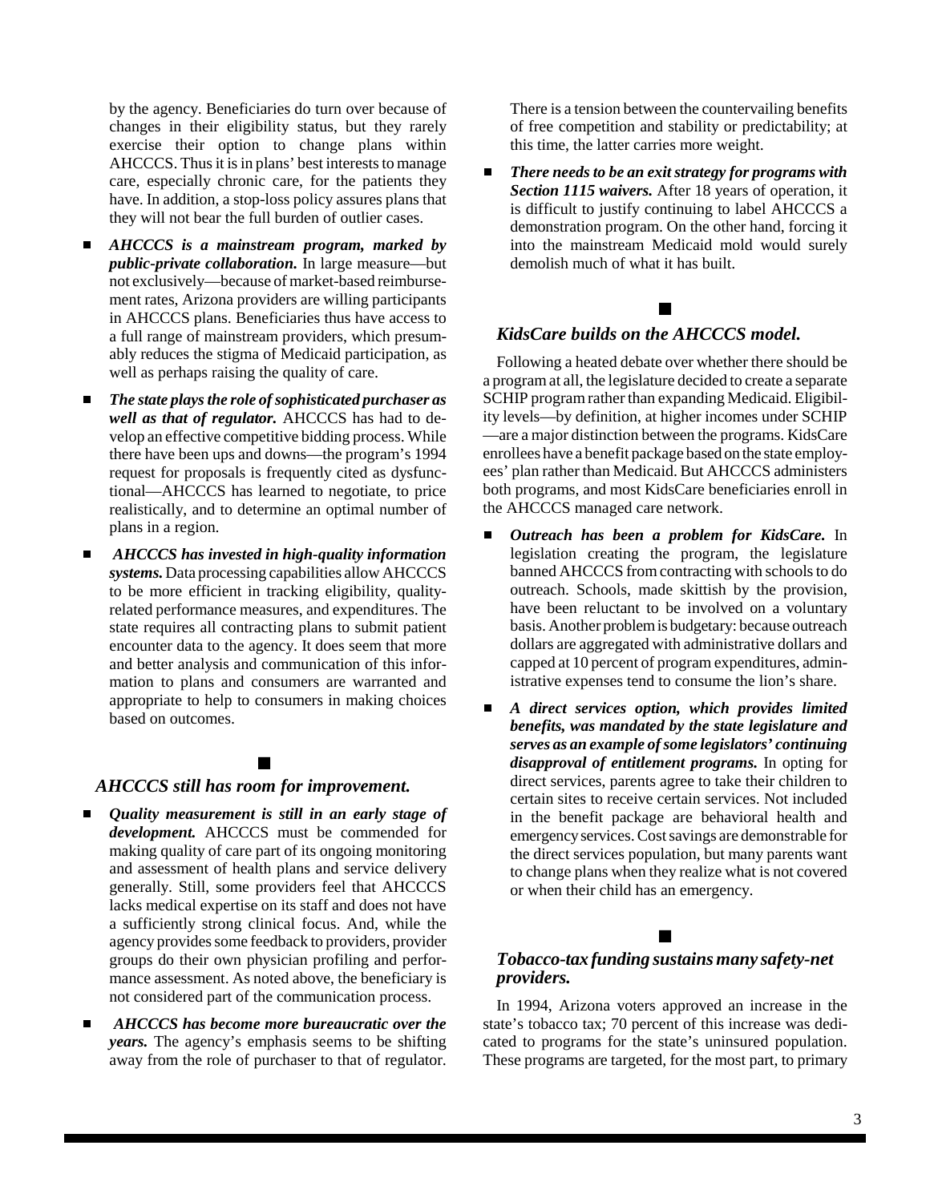by the agency. Beneficiaries do turn over because of changes in their eligibility status, but they rarely exercise their option to change plans within AHCCCS. Thus it is in plans' best interests to manage care, especially chronic care, for the patients they have. In addition, a stop-loss policy assures plans that they will not bear the full burden of outlier cases.

- ***AHCCCS is a mainstream program, marked by public-private collaboration.*** In large measure—but not exclusively—because of market-based reimbursement rates, Arizona providers are willing participants in AHCCCS plans. Beneficiaries thus have access to a full range of mainstream providers, which presumably reduces the stigma of Medicaid participation, as well as perhaps raising the quality of care.

- ***The state plays the role of sophisticated purchaser as well as that of regulator.*** AHCCCS has had to develop an effective competitive bidding process. While there have been ups and downs—the program's 1994 request for proposals is frequently cited as dysfunctional—AHCCCS has learned to negotiate, to price realistically, and to determine an optimal number of plans in a region.

- ***AHCCCS has invested in high-quality information systems.*** Data processing capabilities allow AHCCCS to be more efficient in tracking eligibility, quality-related performance measures, and expenditures. The state requires all contracting plans to submit patient encounter data to the agency. It does seem that more and better analysis and communication of this information to plans and consumers are warranted and appropriate to help to consumers in making choices based on outcomes.

## *AHCCCS still has room for improvement.*

- ***Quality measurement is still in an early stage of development.*** AHCCCS must be commended for making quality of care part of its ongoing monitoring and assessment of health plans and service delivery generally. Still, some providers feel that AHCCCS lacks medical expertise on its staff and does not have a sufficiently strong clinical focus. And, while the agency provides some feedback to providers, provider groups do their own physician profiling and performance assessment. As noted above, the beneficiary is not considered part of the communication process.

- ***AHCCCS has become more bureaucratic over the years.*** The agency's emphasis seems to be shifting away from the role of purchaser to that of regulator. There is a tension between the countervailing benefits of free competition and stability or predictability; at this time, the latter carries more weight.

- ***There needs to be an exit strategy for programs with Section 1115 waivers.*** After 18 years of operation, it is difficult to justify continuing to label AHCCCS a demonstration program. On the other hand, forcing it into the mainstream Medicaid mold would surely demolish much of what it has built.

## *KidsCare builds on the AHCCCS model.*

Following a heated debate over whether there should be a program at all, the legislature decided to create a separate SCHIP program rather than expanding Medicaid. Eligibility levels—by definition, at higher incomes under SCHIP—are a major distinction between the programs. KidsCare enrollees have a benefit package based on the state employees' plan rather than Medicaid. But AHCCCS administers both programs, and most KidsCare beneficiaries enroll in the AHCCCS managed care network.

- ***Outreach has been a problem for KidsCare.*** In legislation creating the program, the legislature banned AHCCCS from contracting with schools to do outreach. Schools, made skittish by the provision, have been reluctant to be involved on a voluntary basis. Another problem is budgetary: because outreach dollars are aggregated with administrative dollars and capped at 10 percent of program expenditures, administrative expenses tend to consume the lion's share.

- ***A direct services option, which provides limited benefits, was mandated by the state legislature and serves as an example of some legislators' continuing disapproval of entitlement programs.*** In opting for direct services, parents agree to take their children to certain sites to receive certain services. Not included in the benefit package are behavioral health and emergency services. Cost savings are demonstrable for the direct services population, but many parents want to change plans when they realize what is not covered or when their child has an emergency.

## *Tobacco-tax funding sustains many safety-net providers.*

In 1994, Arizona voters approved an increase in the state's tobacco tax; 70 percent of this increase was dedicated to programs for the state's uninsured population. These programs are targeted, for the most part, to primary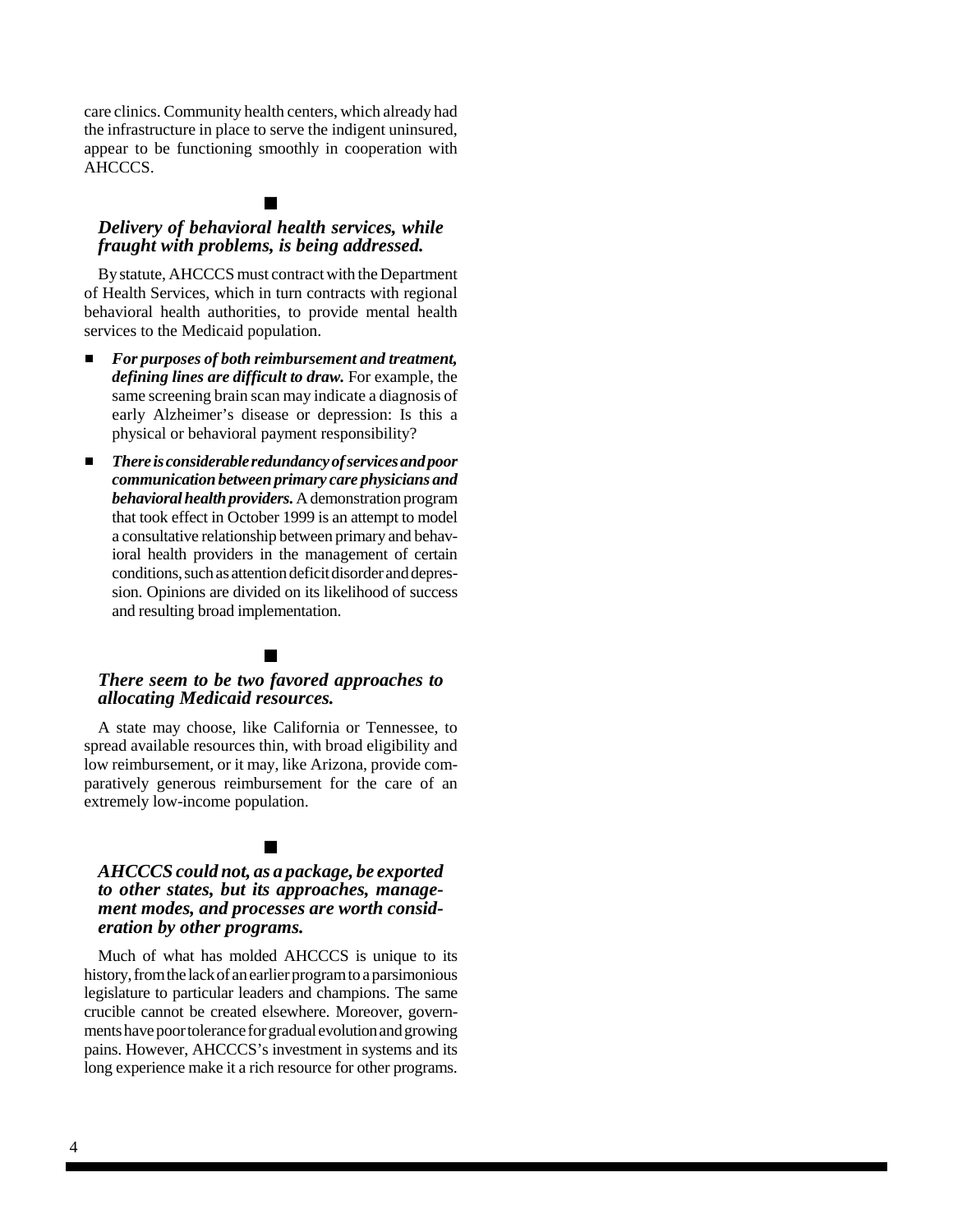care clinics. Community health centers, which already had the infrastructure in place to serve the indigent uninsured, appear to be functioning smoothly in cooperation with AHCCCS.

■

### *Delivery of behavioral health services, while fraught with problems, is being addressed.*

By statute, AHCCCS must contract with the Department of Health Services, which in turn contracts with regional behavioral health authorities, to provide mental health services to the Medicaid population.

- ***For purposes of both reimbursement and treatment, defining lines are difficult to draw.*** For example, the same screening brain scan may indicate a diagnosis of early Alzheimer's disease or depression: Is this a physical or behavioral payment responsibility?
- ***There is considerable redundancy of services and poor communication between primary care physicians and behavioral health providers.*** A demonstration program that took effect in October 1999 is an attempt to model a consultative relationship between primary and behavioral health providers in the management of certain conditions, such as attention deficit disorder and depression. Opinions are divided on its likelihood of success and resulting broad implementation.

■

### *There seem to be two favored approaches to allocating Medicaid resources.*

A state may choose, like California or Tennessee, to spread available resources thin, with broad eligibility and low reimbursement, or it may, like Arizona, provide comparatively generous reimbursement for the care of an extremely low-income population.

■

### *AHCCCS could not, as a package, be exported to other states, but its approaches, management modes, and processes are worth consideration by other programs.*

Much of what has molded AHCCCS is unique to its history, from the lack of an earlier program to a parsimonious legislature to particular leaders and champions. The same crucible cannot be created elsewhere. Moreover, governments have poor tolerance for gradual evolution and growing pains. However, AHCCCS's investment in systems and its long experience make it a rich resource for other programs.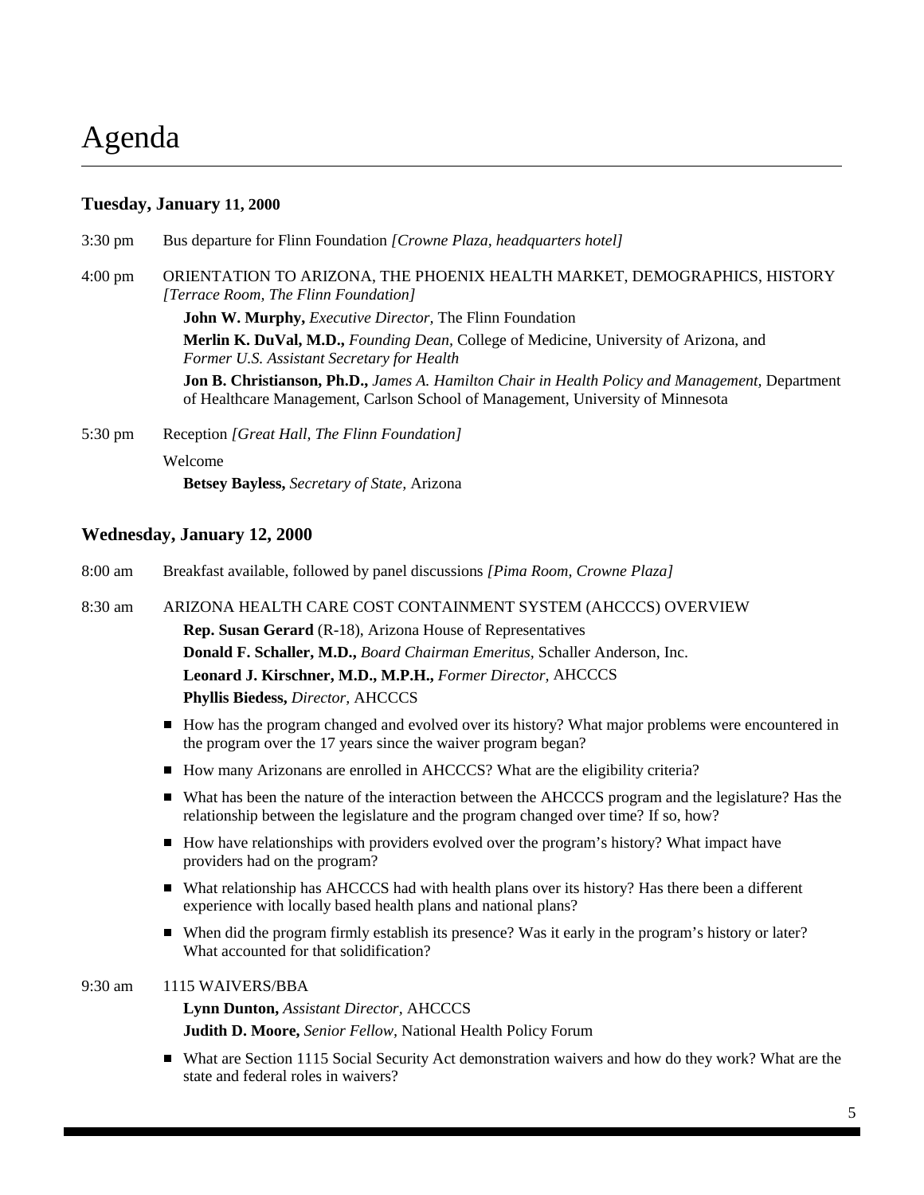# Agenda

### Tuesday, January 11, 2000

3:30 pm Bus departure for Flinn Foundation *[Crowne Plaza, headquarters hotel]*

4:00 pm ORIENTATION TO ARIZONA, THE PHOENIX HEALTH MARKET, DEMOGRAPHICS, HISTORY *[Terrace Room, The Flinn Foundation]*

**John W. Murphy,** *Executive Director,* The Flinn Foundation

**Merlin K. DuVal, M.D.,** *Founding Dean,* College of Medicine, University of Arizona, and *Former U.S. Assistant Secretary for Health*

**Jon B. Christianson, Ph.D.,** *James A. Hamilton Chair in Health Policy and Management,* Department of Healthcare Management, Carlson School of Management, University of Minnesota

5:30 pm Reception *[Great Hall, The Flinn Foundation]*

Welcome

**Betsey Bayless,** *Secretary of State,* Arizona

### Wednesday, January 12, 2000

8:00 am Breakfast available, followed by panel discussions *[Pima Room, Crowne Plaza]*

8:30 am ARIZONA HEALTH CARE COST CONTAINMENT SYSTEM (AHCCCS) OVERVIEW

**Rep. Susan Gerard** (R-18), Arizona House of Representatives

**Donald F. Schaller, M.D.,** *Board Chairman Emeritus,* Schaller Anderson, Inc.

**Leonard J. Kirschner, M.D., M.P.H.,** *Former Director,* AHCCCS

**Phyllis Biedess,** *Director,* AHCCCS

- How has the program changed and evolved over its history? What major problems were encountered in the program over the 17 years since the waiver program began?
- How many Arizonans are enrolled in AHCCCS? What are the eligibility criteria?
- What has been the nature of the interaction between the AHCCCS program and the legislature? Has the relationship between the legislature and the program changed over time? If so, how?
- How have relationships with providers evolved over the program's history? What impact have providers had on the program?
- What relationship has AHCCCS had with health plans over its history? Has there been a different experience with locally based health plans and national plans?
- When did the program firmly establish its presence? Was it early in the program's history or later? What accounted for that solidification?

9:30 am 1115 WAIVERS/BBA

**Lynn Dunton,** *Assistant Director,* AHCCCS

**Judith D. Moore,** *Senior Fellow,* National Health Policy Forum

- What are Section 1115 Social Security Act demonstration waivers and how do they work? What are the state and federal roles in waivers?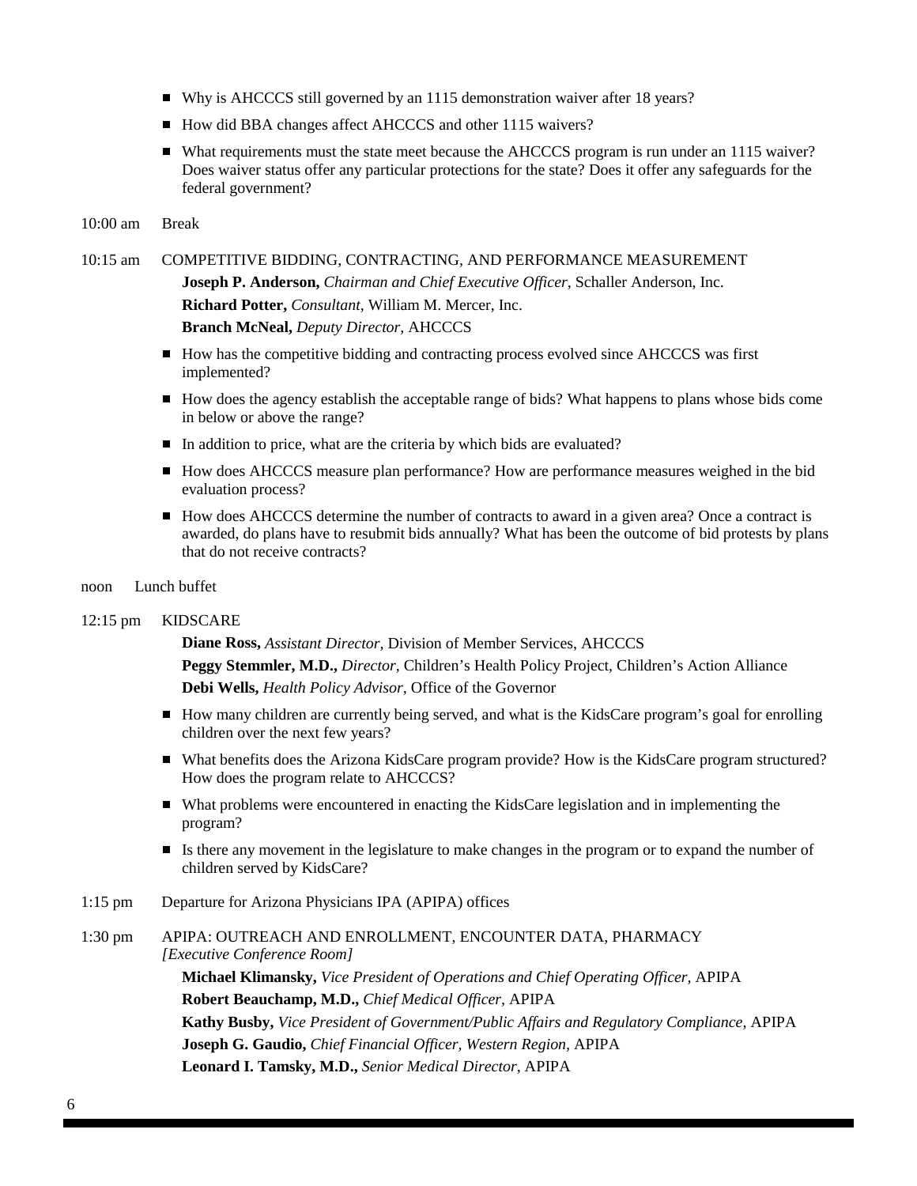- Why is AHCCCS still governed by an 1115 demonstration waiver after 18 years?
- How did BBA changes affect AHCCCS and other 1115 waivers?
- What requirements must the state meet because the AHCCCS program is run under an 1115 waiver? Does waiver status offer any particular protections for the state? Does it offer any safeguards for the federal government?

10:00 am Break

10:15 am COMPETITIVE BIDDING, CONTRACTING, AND PERFORMANCE MEASUREMENT

**Joseph P. Anderson,** *Chairman and Chief Executive Officer,* Schaller Anderson, Inc.

**Richard Potter,** *Consultant,* William M. Mercer, Inc.

**Branch McNeal,** *Deputy Director,* AHCCCS

- How has the competitive bidding and contracting process evolved since AHCCCS was first implemented?
- How does the agency establish the acceptable range of bids? What happens to plans whose bids come in below or above the range?
- In addition to price, what are the criteria by which bids are evaluated?
- How does AHCCCS measure plan performance? How are performance measures weighed in the bid evaluation process?
- How does AHCCCS determine the number of contracts to award in a given area? Once a contract is awarded, do plans have to resubmit bids annually? What has been the outcome of bid protests by plans that do not receive contracts?

noon Lunch buffet

12:15 pm KIDSCARE

**Diane Ross,** *Assistant Director,* Division of Member Services, AHCCCS

**Peggy Stemmler, M.D.,** *Director,* Children's Health Policy Project, Children's Action Alliance

**Debi Wells,** *Health Policy Advisor,* Office of the Governor

- How many children are currently being served, and what is the KidsCare program's goal for enrolling children over the next few years?
- What benefits does the Arizona KidsCare program provide? How is the KidsCare program structured? How does the program relate to AHCCCS?
- What problems were encountered in enacting the KidsCare legislation and in implementing the program?
- Is there any movement in the legislature to make changes in the program or to expand the number of children served by KidsCare?

1:15 pm Departure for Arizona Physicians IPA (APIPA) offices

1:30 pm APIPA: OUTREACH AND ENROLLMENT, ENCOUNTER DATA, PHARMACY
*[Executive Conference Room]*

**Michael Klimansky,** *Vice President of Operations and Chief Operating Officer,* APIPA

**Robert Beauchamp, M.D.,** *Chief Medical Officer,* APIPA

**Kathy Busby,** *Vice President of Government/Public Affairs and Regulatory Compliance,* APIPA

**Joseph G. Gaudio,** *Chief Financial Officer, Western Region,* APIPA

**Leonard I. Tamsky, M.D.,** *Senior Medical Director,* APIPA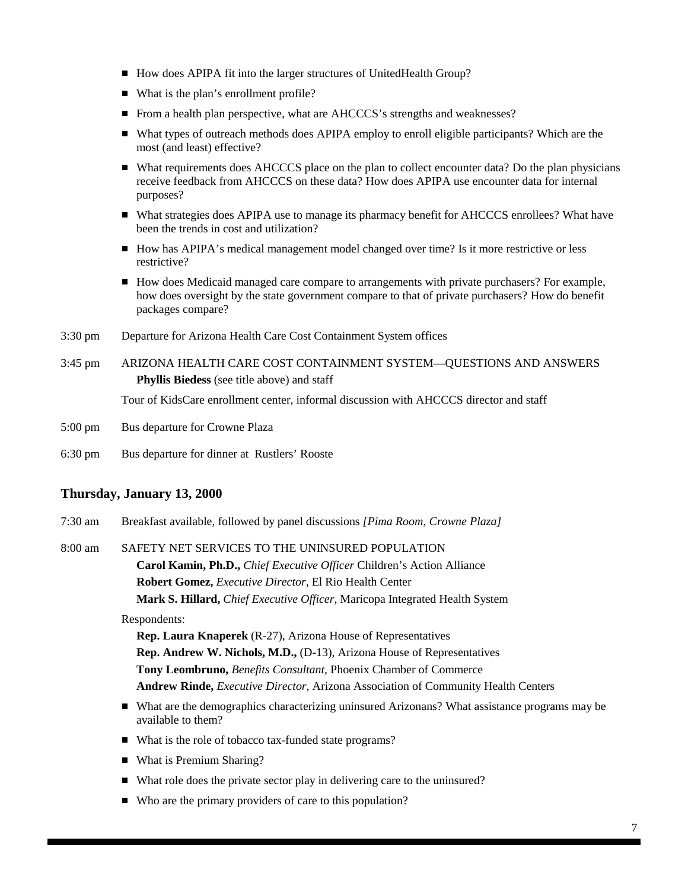- How does APIPA fit into the larger structures of UnitedHealth Group?
- What is the plan's enrollment profile?
- From a health plan perspective, what are AHCCCS's strengths and weaknesses?
- What types of outreach methods does APIPA employ to enroll eligible participants? Which are the most (and least) effective?
- What requirements does AHCCCS place on the plan to collect encounter data? Do the plan physicians receive feedback from AHCCCS on these data? How does APIPA use encounter data for internal purposes?
- What strategies does APIPA use to manage its pharmacy benefit for AHCCCS enrollees? What have been the trends in cost and utilization?
- How has APIPA's medical management model changed over time? Is it more restrictive or less restrictive?
- How does Medicaid managed care compare to arrangements with private purchasers? For example, how does oversight by the state government compare to that of private purchasers? How do benefit packages compare?

3:30 pm Departure for Arizona Health Care Cost Containment System offices

3:45 pm ARIZONA HEALTH CARE COST CONTAINMENT SYSTEM—QUESTIONS AND ANSWERS
**Phyllis Biedess** (see title above) and staff

Tour of KidsCare enrollment center, informal discussion with AHCCCS director and staff

5:00 pm Bus departure for Crowne Plaza

6:30 pm Bus departure for dinner at Rustlers' Rooste

## Thursday, January 13, 2000

7:30 am Breakfast available, followed by panel discussions *[Pima Room, Crowne Plaza]*

8:00 am SAFETY NET SERVICES TO THE UNINSURED POPULATION
**Carol Kamin, Ph.D.,** *Chief Executive Officer* Children's Action Alliance
**Robert Gomez,** *Executive Director,* El Rio Health Center
**Mark S. Hillard,** *Chief Executive Officer,* Maricopa Integrated Health System

Respondents:
**Rep. Laura Knaperek** (R-27), Arizona House of Representatives
**Rep. Andrew W. Nichols, M.D.,** (D-13), Arizona House of Representatives
**Tony Leombruno,** *Benefits Consultant,* Phoenix Chamber of Commerce
**Andrew Rinde,** *Executive Director,* Arizona Association of Community Health Centers

- What are the demographics characterizing uninsured Arizonans? What assistance programs may be available to them?
- What is the role of tobacco tax-funded state programs?
- What is Premium Sharing?
- What role does the private sector play in delivering care to the uninsured?
- Who are the primary providers of care to this population?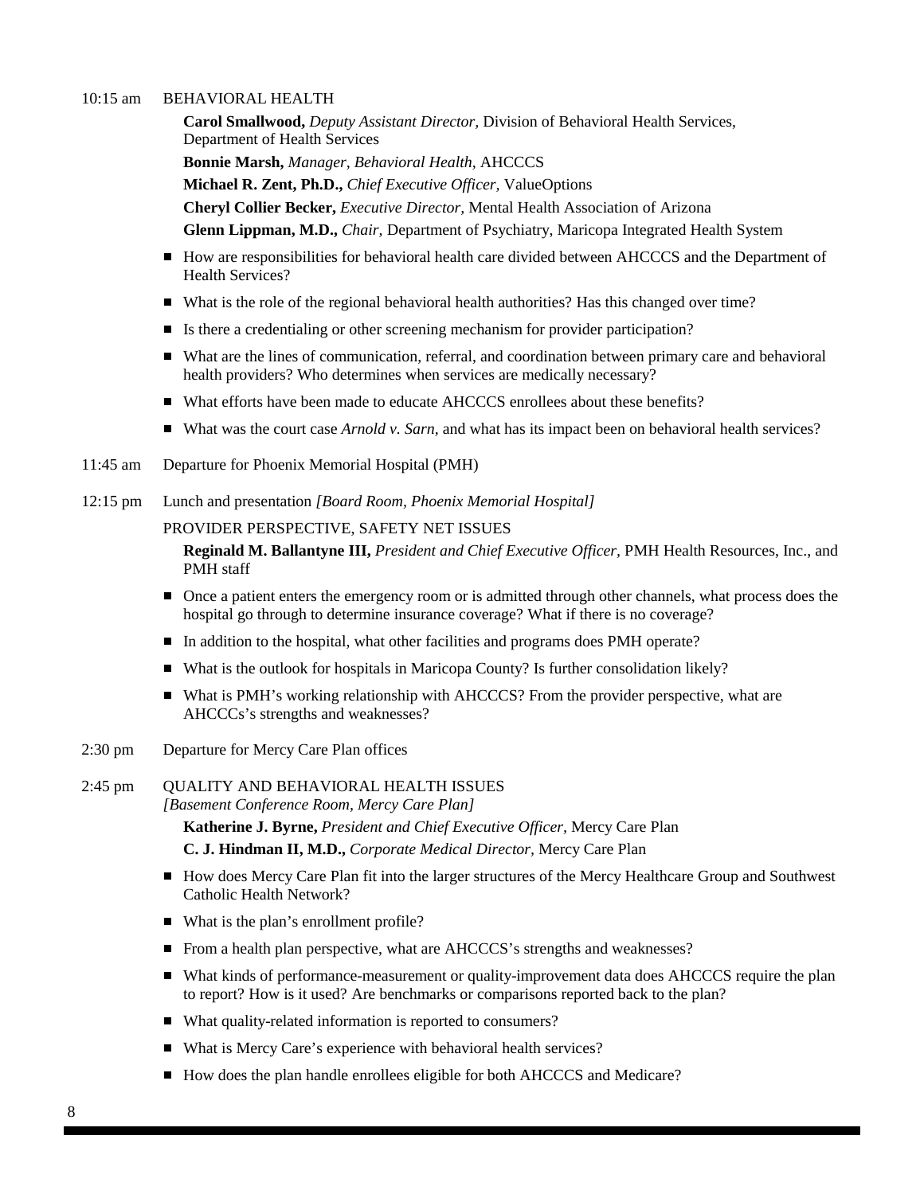10:15 am BEHAVIORAL HEALTH

**Carol Smallwood,** *Deputy Assistant Director,* Division of Behavioral Health Services, Department of Health Services

**Bonnie Marsh,** *Manager, Behavioral Health,* AHCCCS

**Michael R. Zent, Ph.D.,** *Chief Executive Officer,* ValueOptions

**Cheryl Collier Becker,** *Executive Director,* Mental Health Association of Arizona

**Glenn Lippman, M.D.,** *Chair,* Department of Psychiatry, Maricopa Integrated Health System

- How are responsibilities for behavioral health care divided between AHCCCS and the Department of Health Services?
- What is the role of the regional behavioral health authorities? Has this changed over time?
- Is there a credentialing or other screening mechanism for provider participation?
- What are the lines of communication, referral, and coordination between primary care and behavioral health providers? Who determines when services are medically necessary?
- What efforts have been made to educate AHCCCS enrollees about these benefits?
- What was the court case *Arnold v. Sarn*, and what has its impact been on behavioral health services?

11:45 am Departure for Phoenix Memorial Hospital (PMH)

12:15 pm Lunch and presentation *[Board Room, Phoenix Memorial Hospital]*

PROVIDER PERSPECTIVE, SAFETY NET ISSUES

**Reginald M. Ballantyne III,** *President and Chief Executive Officer*, PMH Health Resources, Inc., and PMH staff

- Once a patient enters the emergency room or is admitted through other channels, what process does the hospital go through to determine insurance coverage? What if there is no coverage?
- In addition to the hospital, what other facilities and programs does PMH operate?
- What is the outlook for hospitals in Maricopa County? Is further consolidation likely?
- What is PMH's working relationship with AHCCCS? From the provider perspective, what are AHCCCs's strengths and weaknesses?

2:30 pm Departure for Mercy Care Plan offices

2:45 pm QUALITY AND BEHAVIORAL HEALTH ISSUES
*[Basement Conference Room, Mercy Care Plan]*

**Katherine J. Byrne,** *President and Chief Executive Officer,* Mercy Care Plan

**C. J. Hindman II, M.D.,** *Corporate Medical Director,* Mercy Care Plan

- How does Mercy Care Plan fit into the larger structures of the Mercy Healthcare Group and Southwest Catholic Health Network?
- What is the plan's enrollment profile?
- From a health plan perspective, what are AHCCCS's strengths and weaknesses?
- What kinds of performance-measurement or quality-improvement data does AHCCCS require the plan to report? How is it used? Are benchmarks or comparisons reported back to the plan?
- What quality-related information is reported to consumers?
- What is Mercy Care's experience with behavioral health services?
- How does the plan handle enrollees eligible for both AHCCCS and Medicare?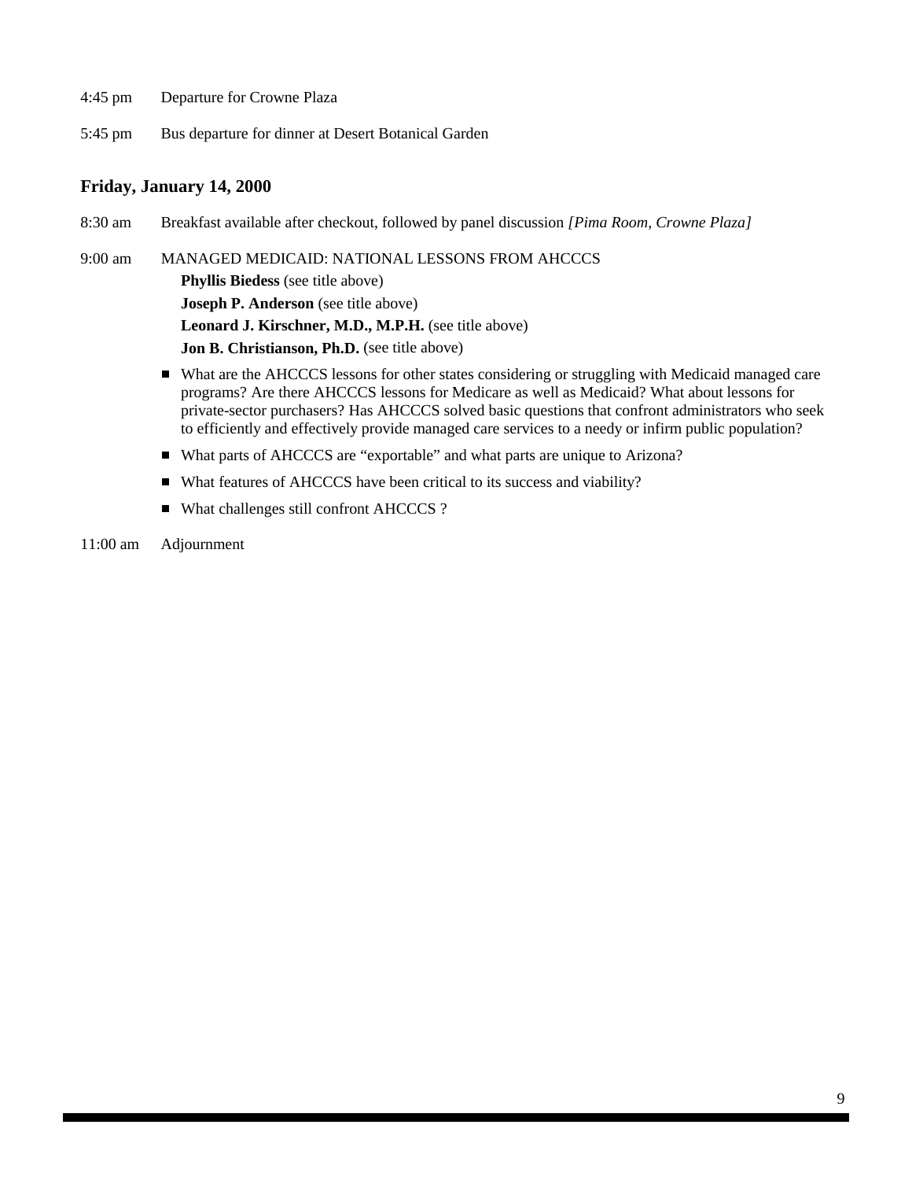4:45 pm Departure for Crowne Plaza

5:45 pm Bus departure for dinner at Desert Botanical Garden

## Friday, January 14, 2000

8:30 am Breakfast available after checkout, followed by panel discussion *[Pima Room, Crowne Plaza]*

9:00 am MANAGED MEDICAID: NATIONAL LESSONS FROM AHCCCS

**Phyllis Biedess** (see title above)
**Joseph P. Anderson** (see title above)
**Leonard J. Kirschner, M.D., M.P.H.** (see title above)
**Jon B. Christianson, Ph.D.** (see title above)

- What are the AHCCCS lessons for other states considering or struggling with Medicaid managed care programs? Are there AHCCCS lessons for Medicare as well as Medicaid? What about lessons for private-sector purchasers? Has AHCCCS solved basic questions that confront administrators who seek to efficiently and effectively provide managed care services to a needy or infirm public population?
- What parts of AHCCCS are "exportable" and what parts are unique to Arizona?
- What features of AHCCCS have been critical to its success and viability?
- What challenges still confront AHCCCS ?

11:00 am Adjournment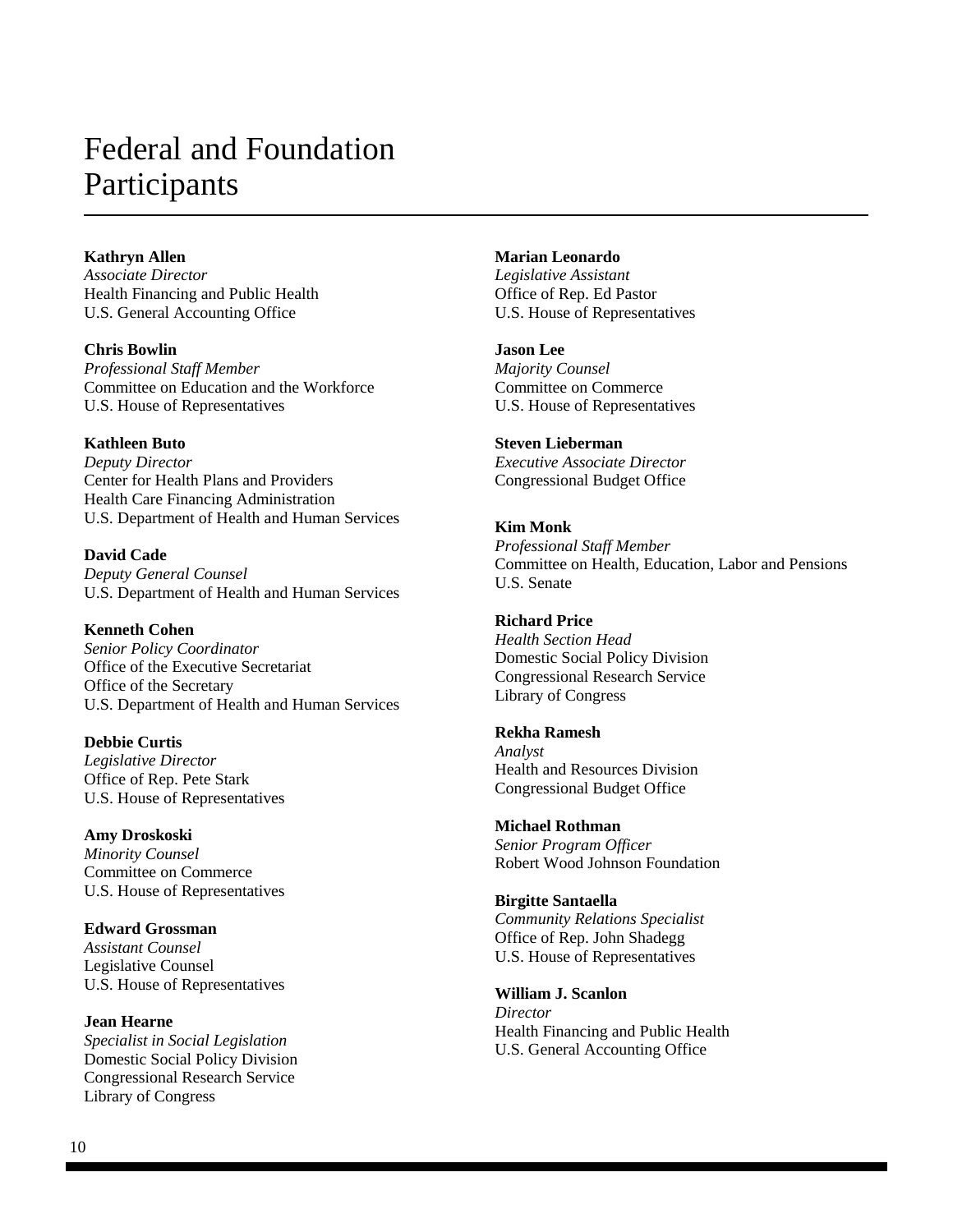# Federal and Foundation Participants

**Kathryn Allen**
*Associate Director*
Health Financing and Public Health
U.S. General Accounting Office

**Chris Bowlin**
*Professional Staff Member*
Committee on Education and the Workforce
U.S. House of Representatives

**Kathleen Buto**
*Deputy Director*
Center for Health Plans and Providers
Health Care Financing Administration
U.S. Department of Health and Human Services

**David Cade**
*Deputy General Counsel*
U.S. Department of Health and Human Services

**Kenneth Cohen**
*Senior Policy Coordinator*
Office of the Executive Secretariat
Office of the Secretary
U.S. Department of Health and Human Services

**Debbie Curtis**
*Legislative Director*
Office of Rep. Pete Stark
U.S. House of Representatives

**Amy Droskoski**
*Minority Counsel*
Committee on Commerce
U.S. House of Representatives

**Edward Grossman**
*Assistant Counsel*
Legislative Counsel
U.S. House of Representatives

**Jean Hearne**
*Specialist in Social Legislation*
Domestic Social Policy Division
Congressional Research Service
Library of Congress

**Marian Leonardo**
*Legislative Assistant*
Office of Rep. Ed Pastor
U.S. House of Representatives

**Jason Lee**
*Majority Counsel*
Committee on Commerce
U.S. House of Representatives

**Steven Lieberman**
*Executive Associate Director*
Congressional Budget Office

**Kim Monk**
*Professional Staff Member*
Committee on Health, Education, Labor and Pensions
U.S. Senate

**Richard Price**
*Health Section Head*
Domestic Social Policy Division
Congressional Research Service
Library of Congress

**Rekha Ramesh**
*Analyst*
Health and Resources Division
Congressional Budget Office

**Michael Rothman**
*Senior Program Officer*
Robert Wood Johnson Foundation

**Birgitte Santaella**
*Community Relations Specialist*
Office of Rep. John Shadegg
U.S. House of Representatives

**William J. Scanlon**
*Director*
Health Financing and Public Health
U.S. General Accounting Office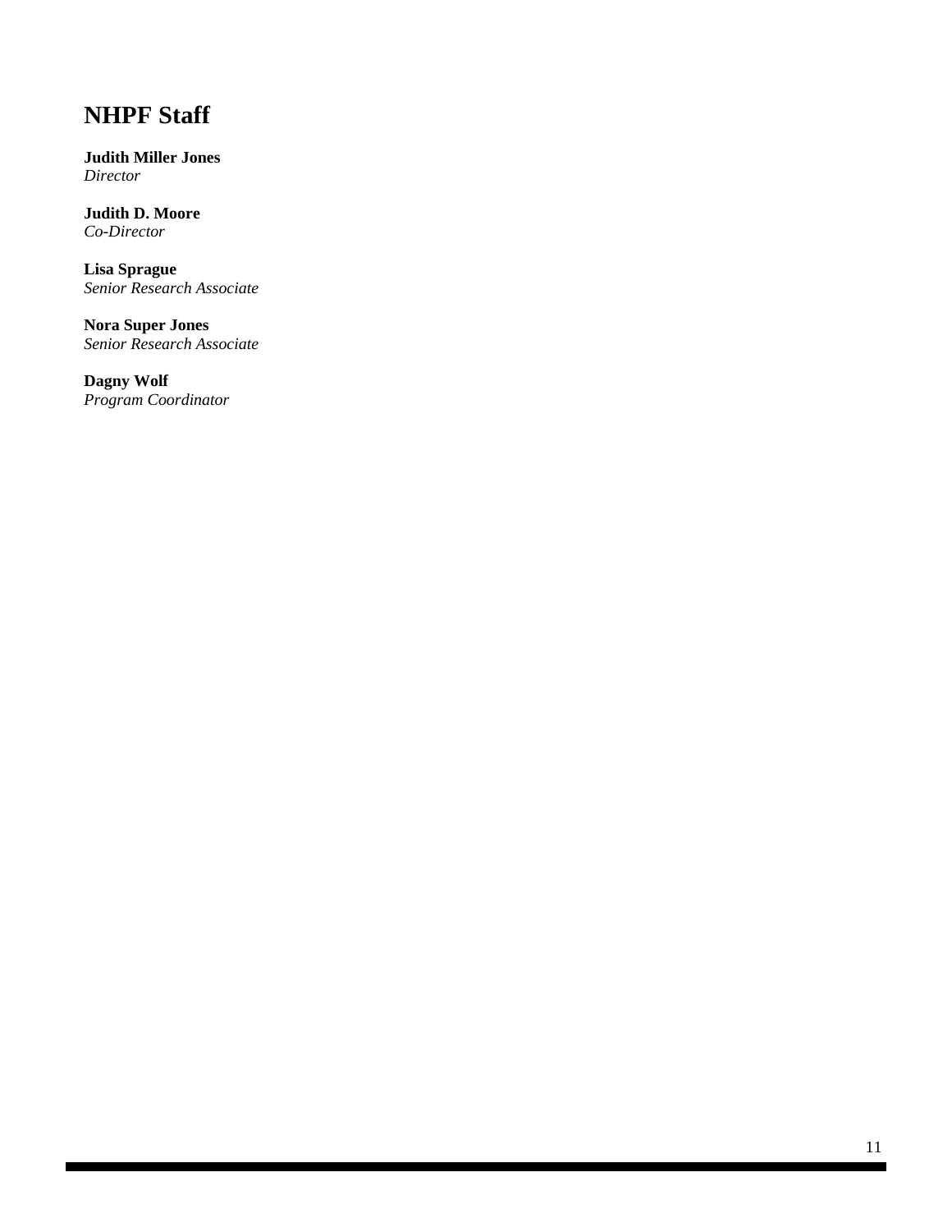# NHPF Staff

**Judith Miller Jones**
*Director*

**Judith D. Moore**
*Co-Director*

**Lisa Sprague**
*Senior Research Associate*

**Nora Super Jones**
*Senior Research Associate*

**Dagny Wolf**
*Program Coordinator*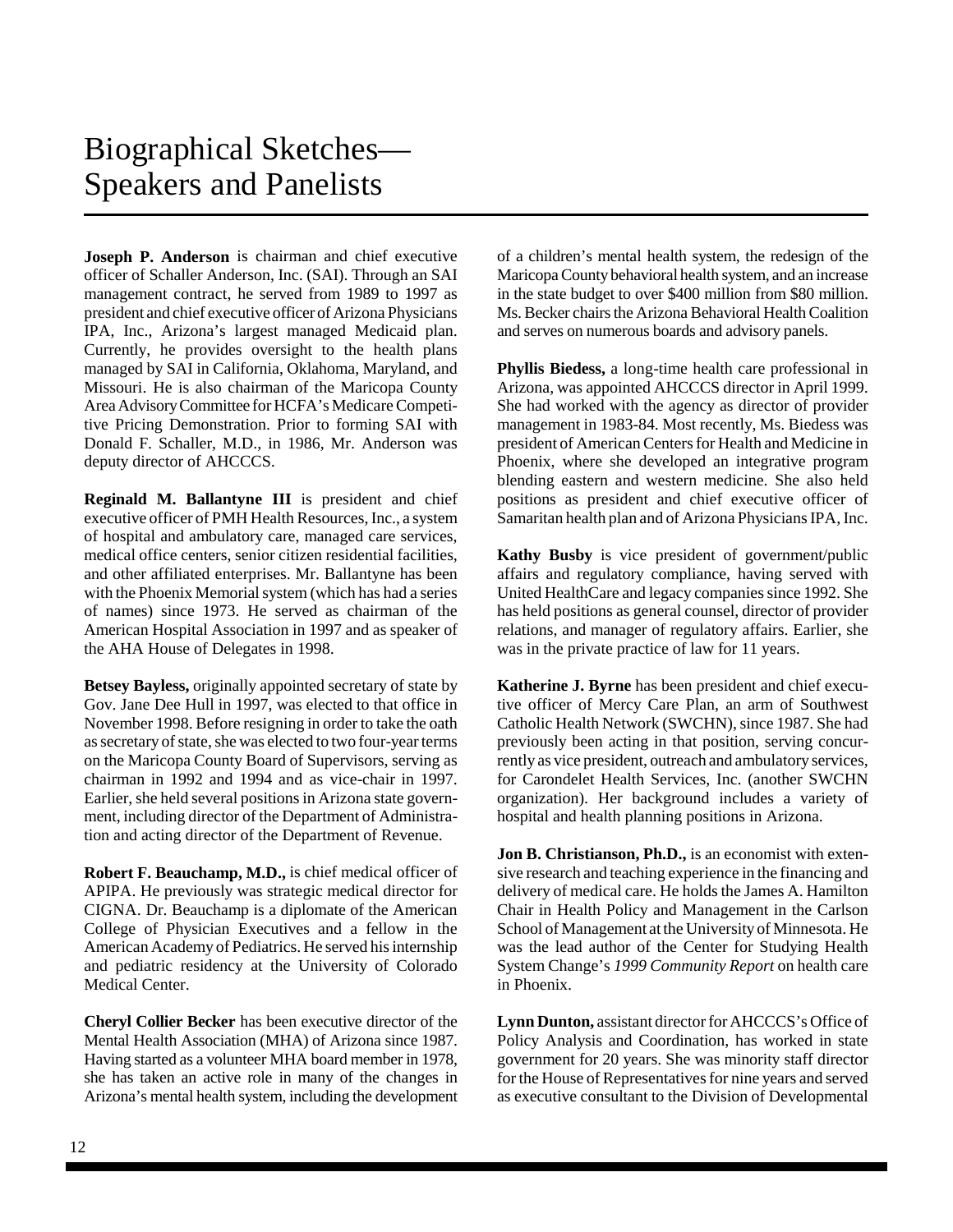# Biographical Sketches—Speakers and Panelists

**Joseph P. Anderson** is chairman and chief executive officer of Schaller Anderson, Inc. (SAI). Through an SAI management contract, he served from 1989 to 1997 as president and chief executive officer of Arizona Physicians IPA, Inc., Arizona's largest managed Medicaid plan. Currently, he provides oversight to the health plans managed by SAI in California, Oklahoma, Maryland, and Missouri. He is also chairman of the Maricopa County Area Advisory Committee for HCFA's Medicare Competitive Pricing Demonstration. Prior to forming SAI with Donald F. Schaller, M.D., in 1986, Mr. Anderson was deputy director of AHCCCS.

**Reginald M. Ballantyne III** is president and chief executive officer of PMH Health Resources, Inc., a system of hospital and ambulatory care, managed care services, medical office centers, senior citizen residential facilities, and other affiliated enterprises. Mr. Ballantyne has been with the Phoenix Memorial system (which has had a series of names) since 1973. He served as chairman of the American Hospital Association in 1997 and as speaker of the AHA House of Delegates in 1998.

**Betsey Bayless,** originally appointed secretary of state by Gov. Jane Dee Hull in 1997, was elected to that office in November 1998. Before resigning in order to take the oath as secretary of state, she was elected to two four-year terms on the Maricopa County Board of Supervisors, serving as chairman in 1992 and 1994 and as vice-chair in 1997. Earlier, she held several positions in Arizona state government, including director of the Department of Administration and acting director of the Department of Revenue.

**Robert F. Beauchamp, M.D.,** is chief medical officer of APIPA. He previously was strategic medical director for CIGNA. Dr. Beauchamp is a diplomate of the American College of Physician Executives and a fellow in the American Academy of Pediatrics. He served his internship and pediatric residency at the University of Colorado Medical Center.

**Cheryl Collier Becker** has been executive director of the Mental Health Association (MHA) of Arizona since 1987. Having started as a volunteer MHA board member in 1978, she has taken an active role in many of the changes in Arizona's mental health system, including the development of a children's mental health system, the redesign of the Maricopa County behavioral health system, and an increase in the state budget to over $400 million from $80 million. Ms. Becker chairs the Arizona Behavioral Health Coalition and serves on numerous boards and advisory panels.

**Phyllis Biedess,** a long-time health care professional in Arizona, was appointed AHCCCS director in April 1999. She had worked with the agency as director of provider management in 1983-84. Most recently, Ms. Biedess was president of American Centers for Health and Medicine in Phoenix, where she developed an integrative program blending eastern and western medicine. She also held positions as president and chief executive officer of Samaritan health plan and of Arizona Physicians IPA, Inc.

**Kathy Busby** is vice president of government/public affairs and regulatory compliance, having served with United HealthCare and legacy companies since 1992. She has held positions as general counsel, director of provider relations, and manager of regulatory affairs. Earlier, she was in the private practice of law for 11 years.

**Katherine J. Byrne** has been president and chief executive officer of Mercy Care Plan, an arm of Southwest Catholic Health Network (SWCHN), since 1987. She had previously been acting in that position, serving concurrently as vice president, outreach and ambulatory services, for Carondelet Health Services, Inc. (another SWCHN organization). Her background includes a variety of hospital and health planning positions in Arizona.

**Jon B. Christianson, Ph.D.,** is an economist with extensive research and teaching experience in the financing and delivery of medical care. He holds the James A. Hamilton Chair in Health Policy and Management in the Carlson School of Management at the University of Minnesota. He was the lead author of the Center for Studying Health System Change's *1999 Community Report* on health care in Phoenix.

**Lynn Dunton,** assistant director for AHCCCS's Office of Policy Analysis and Coordination, has worked in state government for 20 years. She was minority staff director for the House of Representatives for nine years and served as executive consultant to the Division of Developmental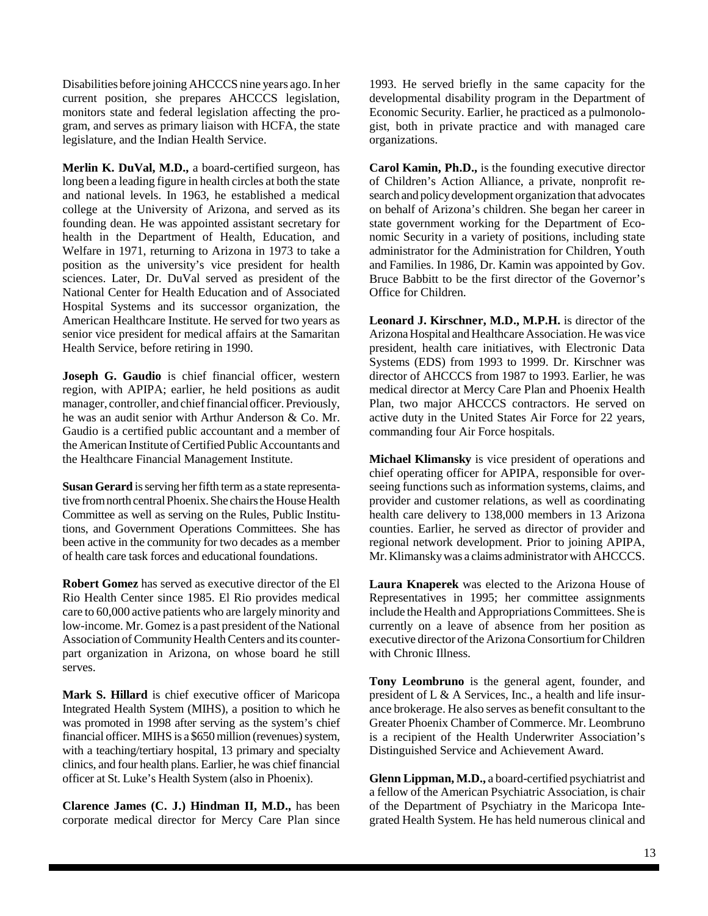Disabilities before joining AHCCCS nine years ago. In her current position, she prepares AHCCCS legislation, monitors state and federal legislation affecting the program, and serves as primary liaison with HCFA, the state legislature, and the Indian Health Service.

**Merlin K. DuVal, M.D.,** a board-certified surgeon, has long been a leading figure in health circles at both the state and national levels. In 1963, he established a medical college at the University of Arizona, and served as its founding dean. He was appointed assistant secretary for health in the Department of Health, Education, and Welfare in 1971, returning to Arizona in 1973 to take a position as the university's vice president for health sciences. Later, Dr. DuVal served as president of the National Center for Health Education and of Associated Hospital Systems and its successor organization, the American Healthcare Institute. He served for two years as senior vice president for medical affairs at the Samaritan Health Service, before retiring in 1990.

**Joseph G. Gaudio** is chief financial officer, western region, with APIPA; earlier, he held positions as audit manager, controller, and chief financial officer. Previously, he was an audit senior with Arthur Anderson & Co. Mr. Gaudio is a certified public accountant and a member of the American Institute of Certified Public Accountants and the Healthcare Financial Management Institute.

**Susan Gerard** is serving her fifth term as a state representative from north central Phoenix. She chairs the House Health Committee as well as serving on the Rules, Public Institutions, and Government Operations Committees. She has been active in the community for two decades as a member of health care task forces and educational foundations.

**Robert Gomez** has served as executive director of the El Rio Health Center since 1985. El Rio provides medical care to 60,000 active patients who are largely minority and low-income. Mr. Gomez is a past president of the National Association of Community Health Centers and its counterpart organization in Arizona, on whose board he still serves.

**Mark S. Hillard** is chief executive officer of Maricopa Integrated Health System (MIHS), a position to which he was promoted in 1998 after serving as the system's chief financial officer. MIHS is a $650 million (revenues) system, with a teaching/tertiary hospital, 13 primary and specialty clinics, and four health plans. Earlier, he was chief financial officer at St. Luke's Health System (also in Phoenix).

**Clarence James (C. J.) Hindman II, M.D.,** has been corporate medical director for Mercy Care Plan since 1993. He served briefly in the same capacity for the developmental disability program in the Department of Economic Security. Earlier, he practiced as a pulmonologist, both in private practice and with managed care organizations.

**Carol Kamin, Ph.D.,** is the founding executive director of Children's Action Alliance, a private, nonprofit research and policy development organization that advocates on behalf of Arizona's children. She began her career in state government working for the Department of Economic Security in a variety of positions, including state administrator for the Administration for Children, Youth and Families. In 1986, Dr. Kamin was appointed by Gov. Bruce Babbitt to be the first director of the Governor's Office for Children.

**Leonard J. Kirschner, M.D., M.P.H.** is director of the Arizona Hospital and Healthcare Association. He was vice president, health care initiatives, with Electronic Data Systems (EDS) from 1993 to 1999. Dr. Kirschner was director of AHCCCS from 1987 to 1993. Earlier, he was medical director at Mercy Care Plan and Phoenix Health Plan, two major AHCCCS contractors. He served on active duty in the United States Air Force for 22 years, commanding four Air Force hospitals.

**Michael Klimansky** is vice president of operations and chief operating officer for APIPA, responsible for overseeing functions such as information systems, claims, and provider and customer relations, as well as coordinating health care delivery to 138,000 members in 13 Arizona counties. Earlier, he served as director of provider and regional network development. Prior to joining APIPA, Mr. Klimansky was a claims administrator with AHCCCS.

**Laura Knaperek** was elected to the Arizona House of Representatives in 1995; her committee assignments include the Health and Appropriations Committees. She is currently on a leave of absence from her position as executive director of the Arizona Consortium for Children with Chronic Illness.

**Tony Leombruno** is the general agent, founder, and president of L & A Services, Inc., a health and life insurance brokerage. He also serves as benefit consultant to the Greater Phoenix Chamber of Commerce. Mr. Leombruno is a recipient of the Health Underwriter Association's Distinguished Service and Achievement Award.

**Glenn Lippman, M.D.,** a board-certified psychiatrist and a fellow of the American Psychiatric Association, is chair of the Department of Psychiatry in the Maricopa Integrated Health System. He has held numerous clinical and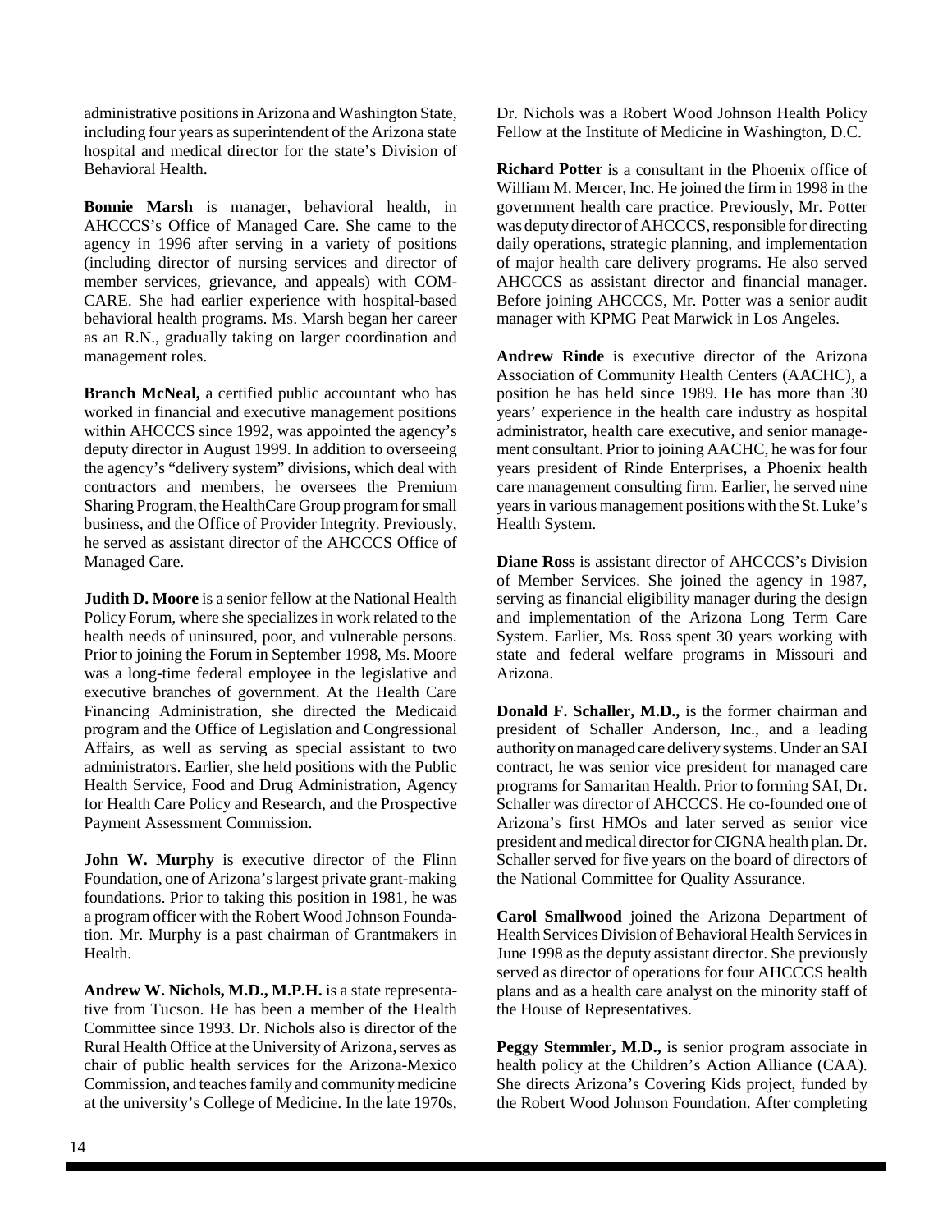administrative positions in Arizona and Washington State, including four years as superintendent of the Arizona state hospital and medical director for the state's Division of Behavioral Health.

**Bonnie Marsh** is manager, behavioral health, in AHCCCS's Office of Managed Care. She came to the agency in 1996 after serving in a variety of positions (including director of nursing services and director of member services, grievance, and appeals) with COMCARE. She had earlier experience with hospital-based behavioral health programs. Ms. Marsh began her career as an R.N., gradually taking on larger coordination and management roles.

**Branch McNeal,** a certified public accountant who has worked in financial and executive management positions within AHCCCS since 1992, was appointed the agency's deputy director in August 1999. In addition to overseeing the agency's "delivery system" divisions, which deal with contractors and members, he oversees the Premium Sharing Program, the HealthCare Group program for small business, and the Office of Provider Integrity. Previously, he served as assistant director of the AHCCCS Office of Managed Care.

**Judith D. Moore** is a senior fellow at the National Health Policy Forum, where she specializes in work related to the health needs of uninsured, poor, and vulnerable persons. Prior to joining the Forum in September 1998, Ms. Moore was a long-time federal employee in the legislative and executive branches of government. At the Health Care Financing Administration, she directed the Medicaid program and the Office of Legislation and Congressional Affairs, as well as serving as special assistant to two administrators. Earlier, she held positions with the Public Health Service, Food and Drug Administration, Agency for Health Care Policy and Research, and the Prospective Payment Assessment Commission.

**John W. Murphy** is executive director of the Flinn Foundation, one of Arizona's largest private grant-making foundations. Prior to taking this position in 1981, he was a program officer with the Robert Wood Johnson Foundation. Mr. Murphy is a past chairman of Grantmakers in Health.

**Andrew W. Nichols, M.D., M.P.H.** is a state representative from Tucson. He has been a member of the Health Committee since 1993. Dr. Nichols also is director of the Rural Health Office at the University of Arizona, serves as chair of public health services for the Arizona-Mexico Commission, and teaches family and community medicine at the university's College of Medicine. In the late 1970s, Dr. Nichols was a Robert Wood Johnson Health Policy Fellow at the Institute of Medicine in Washington, D.C.

**Richard Potter** is a consultant in the Phoenix office of William M. Mercer, Inc. He joined the firm in 1998 in the government health care practice. Previously, Mr. Potter was deputy director of AHCCCS, responsible for directing daily operations, strategic planning, and implementation of major health care delivery programs. He also served AHCCCS as assistant director and financial manager. Before joining AHCCCS, Mr. Potter was a senior audit manager with KPMG Peat Marwick in Los Angeles.

**Andrew Rinde** is executive director of the Arizona Association of Community Health Centers (AACHC), a position he has held since 1989. He has more than 30 years' experience in the health care industry as hospital administrator, health care executive, and senior management consultant. Prior to joining AACHC, he was for four years president of Rinde Enterprises, a Phoenix health care management consulting firm. Earlier, he served nine years in various management positions with the St. Luke's Health System.

**Diane Ross** is assistant director of AHCCCS's Division of Member Services. She joined the agency in 1987, serving as financial eligibility manager during the design and implementation of the Arizona Long Term Care System. Earlier, Ms. Ross spent 30 years working with state and federal welfare programs in Missouri and Arizona.

**Donald F. Schaller, M.D.,** is the former chairman and president of Schaller Anderson, Inc., and a leading authority on managed care delivery systems. Under an SAI contract, he was senior vice president for managed care programs for Samaritan Health. Prior to forming SAI, Dr. Schaller was director of AHCCCS. He co-founded one of Arizona's first HMOs and later served as senior vice president and medical director for CIGNA health plan. Dr. Schaller served for five years on the board of directors of the National Committee for Quality Assurance.

**Carol Smallwood** joined the Arizona Department of Health Services Division of Behavioral Health Services in June 1998 as the deputy assistant director. She previously served as director of operations for four AHCCCS health plans and as a health care analyst on the minority staff of the House of Representatives.

**Peggy Stemmler, M.D.,** is senior program associate in health policy at the Children's Action Alliance (CAA). She directs Arizona's Covering Kids project, funded by the Robert Wood Johnson Foundation. After completing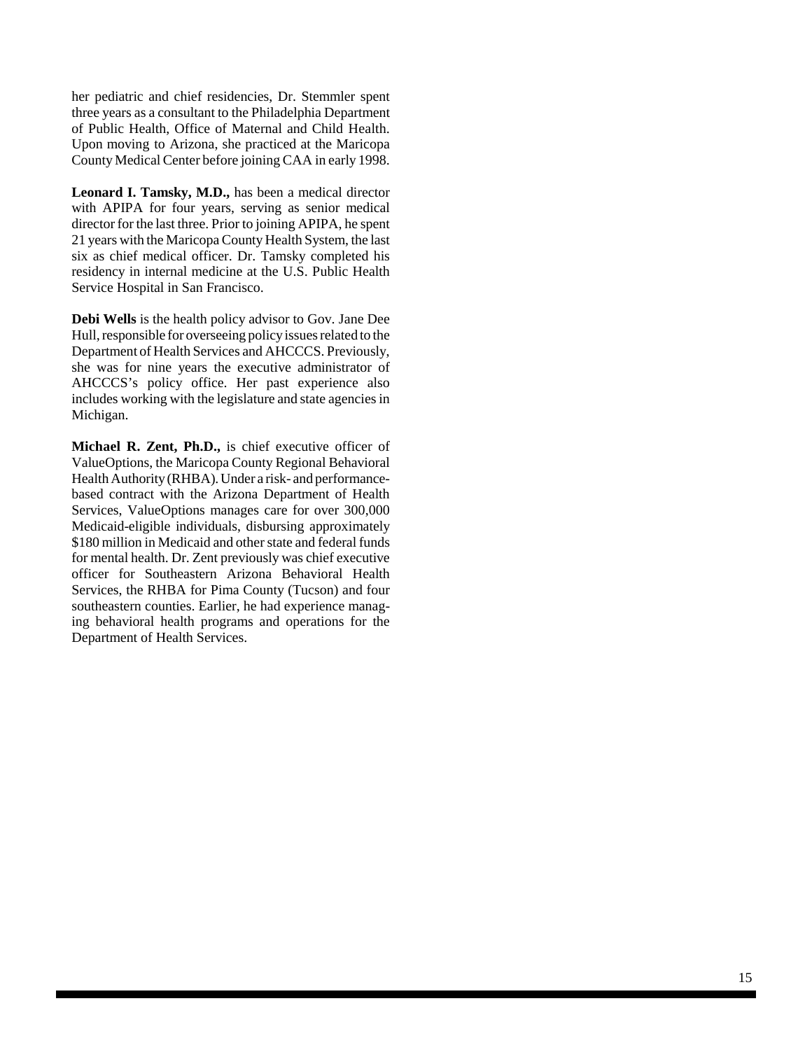her pediatric and chief residencies, Dr. Stemmler spent three years as a consultant to the Philadelphia Department of Public Health, Office of Maternal and Child Health. Upon moving to Arizona, she practiced at the Maricopa County Medical Center before joining CAA in early 1998.

**Leonard I. Tamsky, M.D.,** has been a medical director with APIPA for four years, serving as senior medical director for the last three. Prior to joining APIPA, he spent 21 years with the Maricopa County Health System, the last six as chief medical officer. Dr. Tamsky completed his residency in internal medicine at the U.S. Public Health Service Hospital in San Francisco.

**Debi Wells** is the health policy advisor to Gov. Jane Dee Hull, responsible for overseeing policy issues related to the Department of Health Services and AHCCCS. Previously, she was for nine years the executive administrator of AHCCCS's policy office. Her past experience also includes working with the legislature and state agencies in Michigan.

**Michael R. Zent, Ph.D.,** is chief executive officer of ValueOptions, the Maricopa County Regional Behavioral Health Authority (RHBA). Under a risk- and performance-based contract with the Arizona Department of Health Services, ValueOptions manages care for over 300,000 Medicaid-eligible individuals, disbursing approximately $180 million in Medicaid and other state and federal funds for mental health. Dr. Zent previously was chief executive officer for Southeastern Arizona Behavioral Health Services, the RHBA for Pima County (Tucson) and four southeastern counties. Earlier, he had experience managing behavioral health programs and operations for the Department of Health Services.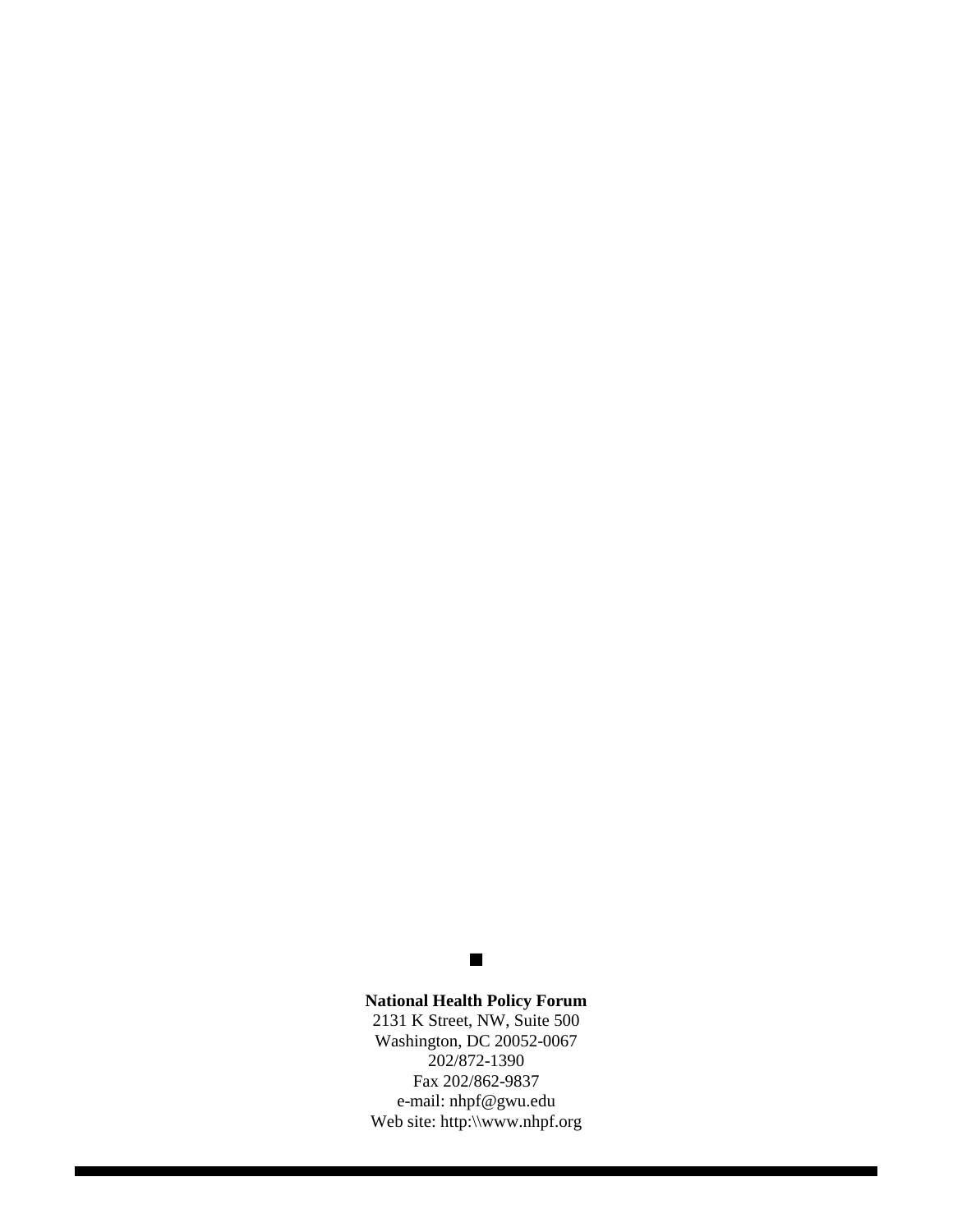■

**National Health Policy Forum**
2131 K Street, NW, Suite 500
Washington, DC 20052-0067
202/872-1390
Fax 202/862-9837
e-mail: nhpf@gwu.edu
Web site: http:\\www.nhpf.org